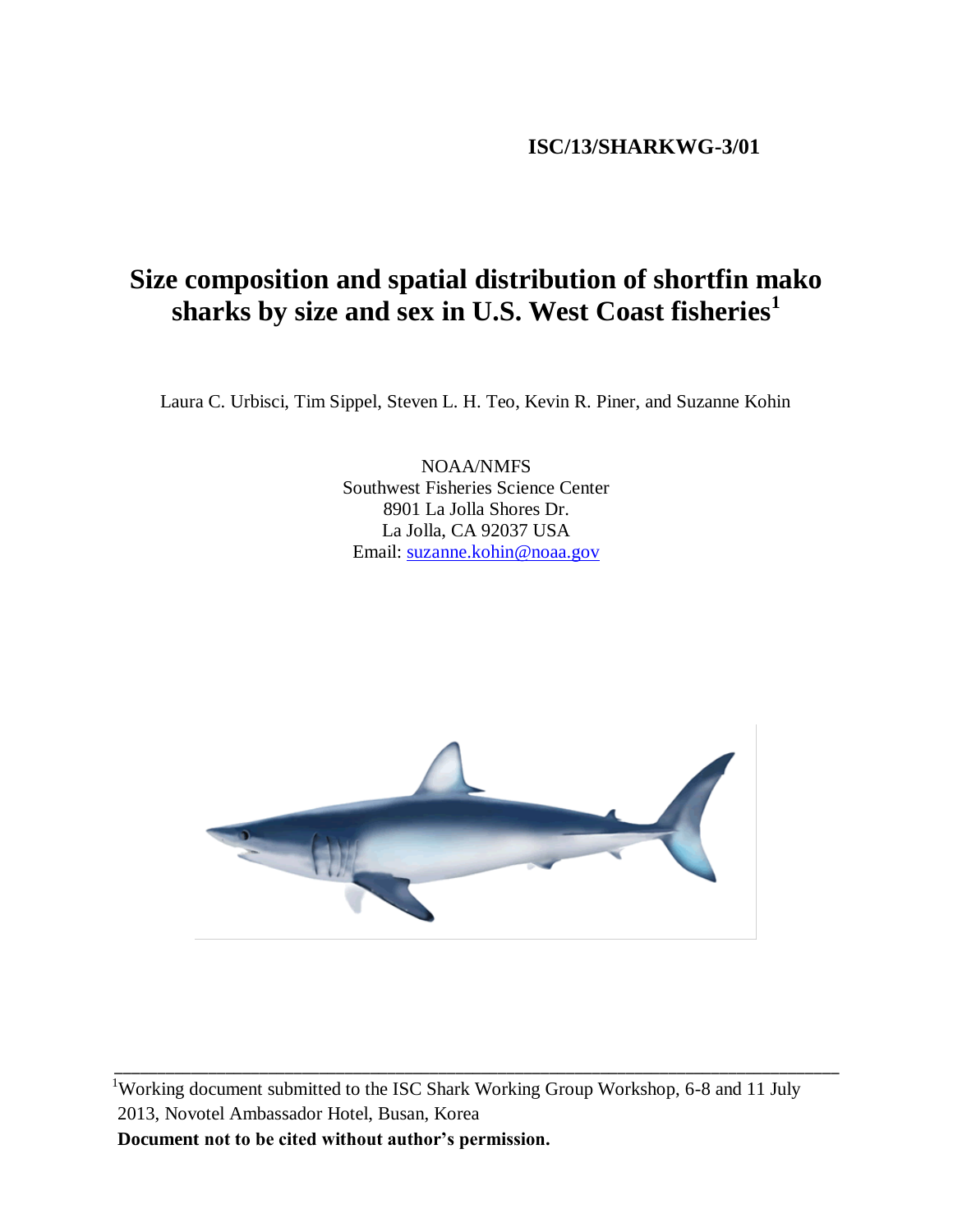**ISC/13/SHARKWG-3/01**

# Size composition and spatial distribution of shortfin mako sharks by size and sex in U.S. West Coast fisheries[1]

Laura C. Urbisci, Tim Sippel, Steven L. H. Teo, Kevin R. Piner, and Suzanne Kohin

NOAA/NMFS  
Southwest Fisheries Science Center  
8901 La Jolla Shores Dr.  
La Jolla, CA 92037 USA  
Email: suzanne.kohin@noaa.gov

---

[1]Working document submitted to the ISC Shark Working Group Workshop, 6-8 and 11 July 2013, Novotel Ambassador Hotel, Busan, Korea

**Document not to be cited without author's permission.**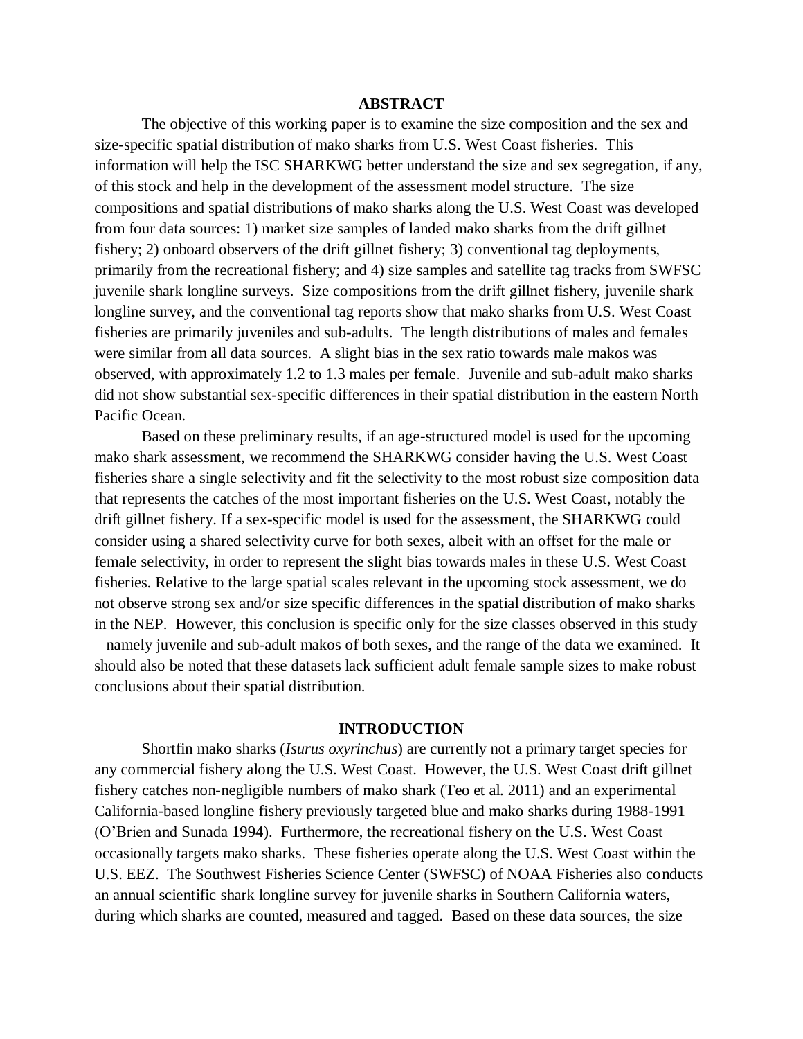## ABSTRACT

The objective of this working paper is to examine the size composition and the sex and size-specific spatial distribution of mako sharks from U.S. West Coast fisheries. This information will help the ISC SHARKWG better understand the size and sex segregation, if any, of this stock and help in the development of the assessment model structure. The size compositions and spatial distributions of mako sharks along the U.S. West Coast was developed from four data sources: 1) market size samples of landed mako sharks from the drift gillnet fishery; 2) onboard observers of the drift gillnet fishery; 3) conventional tag deployments, primarily from the recreational fishery; and 4) size samples and satellite tag tracks from SWFSC juvenile shark longline surveys. Size compositions from the drift gillnet fishery, juvenile shark longline survey, and the conventional tag reports show that mako sharks from U.S. West Coast fisheries are primarily juveniles and sub-adults. The length distributions of males and females were similar from all data sources. A slight bias in the sex ratio towards male makos was observed, with approximately 1.2 to 1.3 males per female. Juvenile and sub-adult mako sharks did not show substantial sex-specific differences in their spatial distribution in the eastern North Pacific Ocean.

Based on these preliminary results, if an age-structured model is used for the upcoming mako shark assessment, we recommend the SHARKWG consider having the U.S. West Coast fisheries share a single selectivity and fit the selectivity to the most robust size composition data that represents the catches of the most important fisheries on the U.S. West Coast, notably the drift gillnet fishery. If a sex-specific model is used for the assessment, the SHARKWG could consider using a shared selectivity curve for both sexes, albeit with an offset for the male or female selectivity, in order to represent the slight bias towards males in these U.S. West Coast fisheries. Relative to the large spatial scales relevant in the upcoming stock assessment, we do not observe strong sex and/or size specific differences in the spatial distribution of mako sharks in the NEP. However, this conclusion is specific only for the size classes observed in this study – namely juvenile and sub-adult makos of both sexes, and the range of the data we examined. It should also be noted that these datasets lack sufficient adult female sample sizes to make robust conclusions about their spatial distribution.

## INTRODUCTION

Shortfin mako sharks (*Isurus oxyrinchus*) are currently not a primary target species for any commercial fishery along the U.S. West Coast. However, the U.S. West Coast drift gillnet fishery catches non-negligible numbers of mako shark (Teo et al. 2011) and an experimental California-based longline fishery previously targeted blue and mako sharks during 1988-1991 (O'Brien and Sunada 1994). Furthermore, the recreational fishery on the U.S. West Coast occasionally targets mako sharks. These fisheries operate along the U.S. West Coast within the U.S. EEZ. The Southwest Fisheries Science Center (SWFSC) of NOAA Fisheries also conducts an annual scientific shark longline survey for juvenile sharks in Southern California waters, during which sharks are counted, measured and tagged. Based on these data sources, the size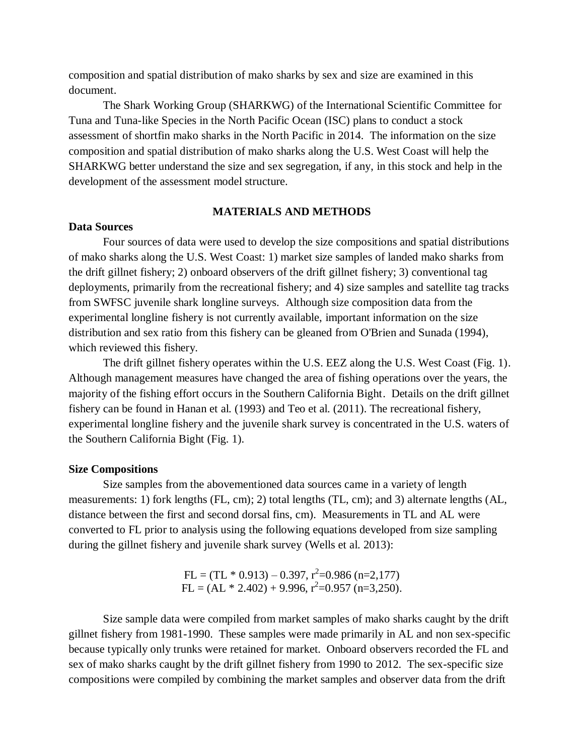composition and spatial distribution of mako sharks by sex and size are examined in this document.

The Shark Working Group (SHARKWG) of the International Scientific Committee for Tuna and Tuna-like Species in the North Pacific Ocean (ISC) plans to conduct a stock assessment of shortfin mako sharks in the North Pacific in 2014. The information on the size composition and spatial distribution of mako sharks along the U.S. West Coast will help the SHARKWG better understand the size and sex segregation, if any, in this stock and help in the development of the assessment model structure.

## MATERIALS AND METHODS

### Data Sources

Four sources of data were used to develop the size compositions and spatial distributions of mako sharks along the U.S. West Coast: 1) market size samples of landed mako sharks from the drift gillnet fishery; 2) onboard observers of the drift gillnet fishery; 3) conventional tag deployments, primarily from the recreational fishery; and 4) size samples and satellite tag tracks from SWFSC juvenile shark longline surveys. Although size composition data from the experimental longline fishery is not currently available, important information on the size distribution and sex ratio from this fishery can be gleaned from O'Brien and Sunada (1994), which reviewed this fishery.

The drift gillnet fishery operates within the U.S. EEZ along the U.S. West Coast (Fig. 1). Although management measures have changed the area of fishing operations over the years, the majority of the fishing effort occurs in the Southern California Bight. Details on the drift gillnet fishery can be found in Hanan et al. (1993) and Teo et al. (2011). The recreational fishery, experimental longline fishery and the juvenile shark survey is concentrated in the U.S. waters of the Southern California Bight (Fig. 1).

### Size Compositions

Size samples from the abovementioned data sources came in a variety of length measurements: 1) fork lengths (FL, cm); 2) total lengths (TL, cm); and 3) alternate lengths (AL, distance between the first and second dorsal fins, cm). Measurements in TL and AL were converted to FL prior to analysis using the following equations developed from size sampling during the gillnet fishery and juvenile shark survey (Wells et al. 2013):

$$FL = (TL * 0.913) - 0.397, \; r^2=0.986 \; (n=2{,}177)$$
$$FL = (AL * 2.402) + 9.996, \; r^2=0.957 \; (n=3{,}250).$$

Size sample data were compiled from market samples of mako sharks caught by the drift gillnet fishery from 1981-1990. These samples were made primarily in AL and non sex-specific because typically only trunks were retained for market. Onboard observers recorded the FL and sex of mako sharks caught by the drift gillnet fishery from 1990 to 2012. The sex-specific size compositions were compiled by combining the market samples and observer data from the drift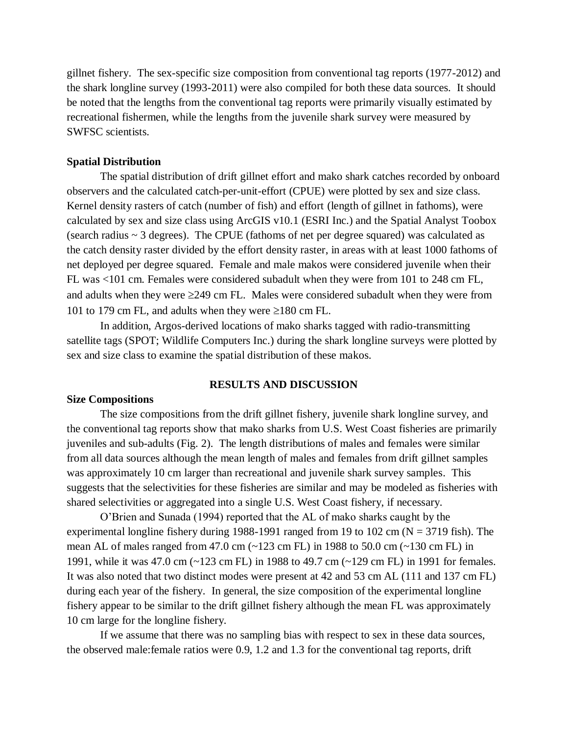gillnet fishery. The sex-specific size composition from conventional tag reports (1977-2012) and the shark longline survey (1993-2011) were also compiled for both these data sources. It should be noted that the lengths from the conventional tag reports were primarily visually estimated by recreational fishermen, while the lengths from the juvenile shark survey were measured by SWFSC scientists.

**Spatial Distribution**

The spatial distribution of drift gillnet effort and mako shark catches recorded by onboard observers and the calculated catch-per-unit-effort (CPUE) were plotted by sex and size class. Kernel density rasters of catch (number of fish) and effort (length of gillnet in fathoms), were calculated by sex and size class using ArcGIS v10.1 (ESRI Inc.) and the Spatial Analyst Toobox (search radius ~ 3 degrees). The CPUE (fathoms of net per degree squared) was calculated as the catch density raster divided by the effort density raster, in areas with at least 1000 fathoms of net deployed per degree squared. Female and male makos were considered juvenile when their FL was <101 cm. Females were considered subadult when they were from 101 to 248 cm FL, and adults when they were ≥249 cm FL. Males were considered subadult when they were from 101 to 179 cm FL, and adults when they were ≥180 cm FL.

In addition, Argos-derived locations of mako sharks tagged with radio-transmitting satellite tags (SPOT; Wildlife Computers Inc.) during the shark longline surveys were plotted by sex and size class to examine the spatial distribution of these makos.

## RESULTS AND DISCUSSION

**Size Compositions**

The size compositions from the drift gillnet fishery, juvenile shark longline survey, and the conventional tag reports show that mako sharks from U.S. West Coast fisheries are primarily juveniles and sub-adults (Fig. 2). The length distributions of males and females were similar from all data sources although the mean length of males and females from drift gillnet samples was approximately 10 cm larger than recreational and juvenile shark survey samples. This suggests that the selectivities for these fisheries are similar and may be modeled as fisheries with shared selectivities or aggregated into a single U.S. West Coast fishery, if necessary.

O'Brien and Sunada (1994) reported that the AL of mako sharks caught by the experimental longline fishery during 1988-1991 ranged from 19 to 102 cm (N = 3719 fish). The mean AL of males ranged from 47.0 cm (~123 cm FL) in 1988 to 50.0 cm (~130 cm FL) in 1991, while it was 47.0 cm (~123 cm FL) in 1988 to 49.7 cm (~129 cm FL) in 1991 for females. It was also noted that two distinct modes were present at 42 and 53 cm AL (111 and 137 cm FL) during each year of the fishery. In general, the size composition of the experimental longline fishery appear to be similar to the drift gillnet fishery although the mean FL was approximately 10 cm large for the longline fishery.

If we assume that there was no sampling bias with respect to sex in these data sources, the observed male:female ratios were 0.9, 1.2 and 1.3 for the conventional tag reports, drift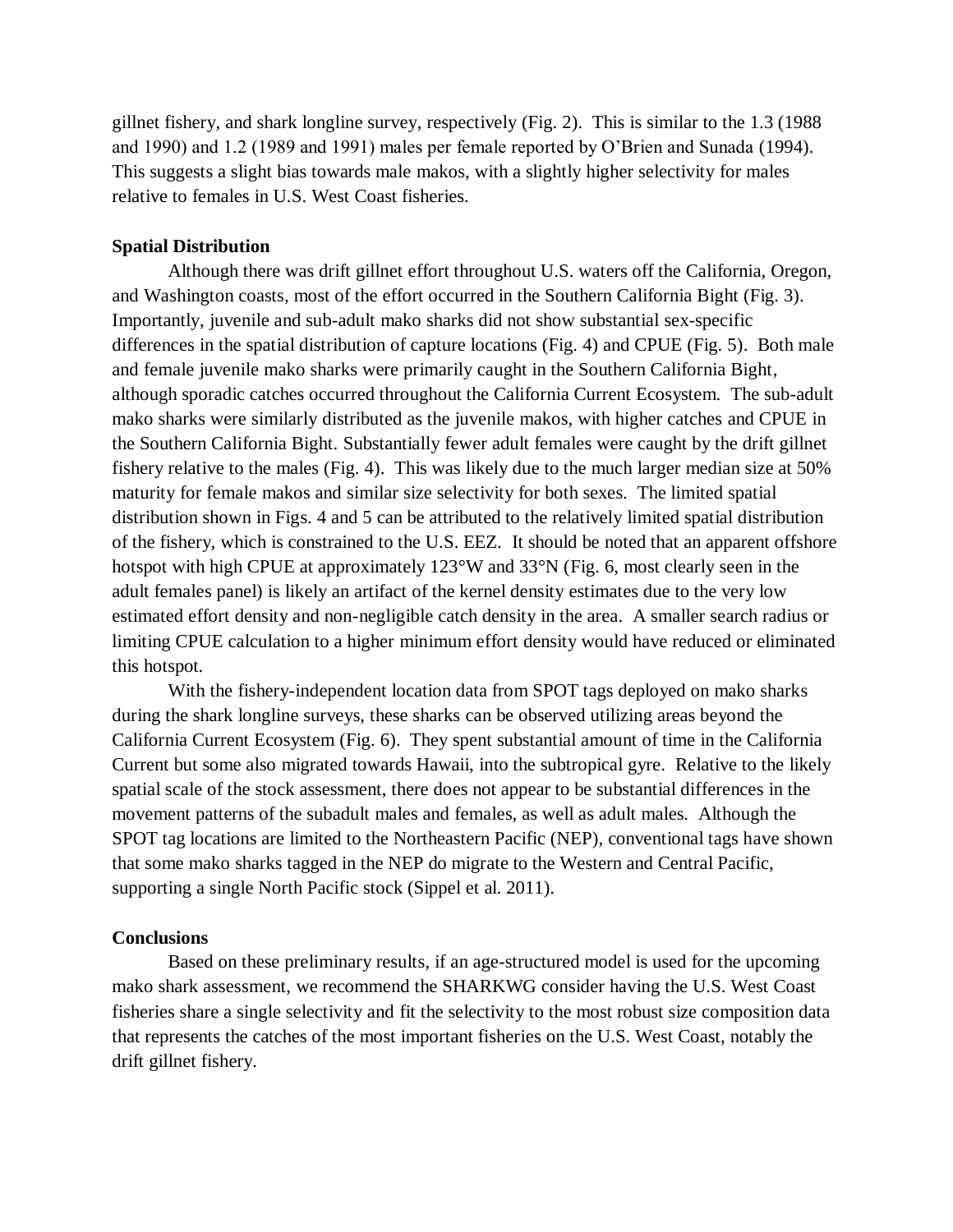gillnet fishery, and shark longline survey, respectively (Fig. 2). This is similar to the 1.3 (1988 and 1990) and 1.2 (1989 and 1991) males per female reported by O'Brien and Sunada (1994). This suggests a slight bias towards male makos, with a slightly higher selectivity for males relative to females in U.S. West Coast fisheries.

**Spatial Distribution**

Although there was drift gillnet effort throughout U.S. waters off the California, Oregon, and Washington coasts, most of the effort occurred in the Southern California Bight (Fig. 3). Importantly, juvenile and sub-adult mako sharks did not show substantial sex-specific differences in the spatial distribution of capture locations (Fig. 4) and CPUE (Fig. 5). Both male and female juvenile mako sharks were primarily caught in the Southern California Bight, although sporadic catches occurred throughout the California Current Ecosystem. The sub-adult mako sharks were similarly distributed as the juvenile makos, with higher catches and CPUE in the Southern California Bight. Substantially fewer adult females were caught by the drift gillnet fishery relative to the males (Fig. 4). This was likely due to the much larger median size at 50% maturity for female makos and similar size selectivity for both sexes. The limited spatial distribution shown in Figs. 4 and 5 can be attributed to the relatively limited spatial distribution of the fishery, which is constrained to the U.S. EEZ. It should be noted that an apparent offshore hotspot with high CPUE at approximately 123°W and 33°N (Fig. 6, most clearly seen in the adult females panel) is likely an artifact of the kernel density estimates due to the very low estimated effort density and non-negligible catch density in the area. A smaller search radius or limiting CPUE calculation to a higher minimum effort density would have reduced or eliminated this hotspot.

With the fishery-independent location data from SPOT tags deployed on mako sharks during the shark longline surveys, these sharks can be observed utilizing areas beyond the California Current Ecosystem (Fig. 6). They spent substantial amount of time in the California Current but some also migrated towards Hawaii, into the subtropical gyre. Relative to the likely spatial scale of the stock assessment, there does not appear to be substantial differences in the movement patterns of the subadult males and females, as well as adult males. Although the SPOT tag locations are limited to the Northeastern Pacific (NEP), conventional tags have shown that some mako sharks tagged in the NEP do migrate to the Western and Central Pacific, supporting a single North Pacific stock (Sippel et al. 2011).

**Conclusions**

Based on these preliminary results, if an age-structured model is used for the upcoming mako shark assessment, we recommend the SHARKWG consider having the U.S. West Coast fisheries share a single selectivity and fit the selectivity to the most robust size composition data that represents the catches of the most important fisheries on the U.S. West Coast, notably the drift gillnet fishery.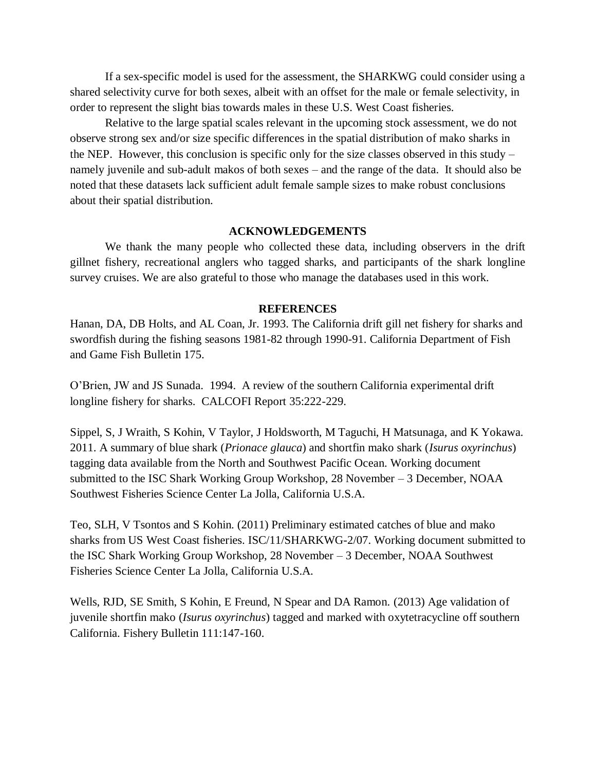If a sex-specific model is used for the assessment, the SHARKWG could consider using a shared selectivity curve for both sexes, albeit with an offset for the male or female selectivity, in order to represent the slight bias towards males in these U.S. West Coast fisheries.

Relative to the large spatial scales relevant in the upcoming stock assessment, we do not observe strong sex and/or size specific differences in the spatial distribution of mako sharks in the NEP. However, this conclusion is specific only for the size classes observed in this study – namely juvenile and sub-adult makos of both sexes – and the range of the data. It should also be noted that these datasets lack sufficient adult female sample sizes to make robust conclusions about their spatial distribution.

## ACKNOWLEDGEMENTS

We thank the many people who collected these data, including observers in the drift gillnet fishery, recreational anglers who tagged sharks, and participants of the shark longline survey cruises. We are also grateful to those who manage the databases used in this work.

## REFERENCES

Hanan, DA, DB Holts, and AL Coan, Jr. 1993. The California drift gill net fishery for sharks and swordfish during the fishing seasons 1981-82 through 1990-91. California Department of Fish and Game Fish Bulletin 175.

O'Brien, JW and JS Sunada. 1994. A review of the southern California experimental drift longline fishery for sharks. CALCOFI Report 35:222-229.

Sippel, S, J Wraith, S Kohin, V Taylor, J Holdsworth, M Taguchi, H Matsunaga, and K Yokawa. 2011. A summary of blue shark (*Prionace glauca*) and shortfin mako shark (*Isurus oxyrinchus*) tagging data available from the North and Southwest Pacific Ocean. Working document submitted to the ISC Shark Working Group Workshop, 28 November – 3 December, NOAA Southwest Fisheries Science Center La Jolla, California U.S.A.

Teo, SLH, V Tsontos and S Kohin. (2011) Preliminary estimated catches of blue and mako sharks from US West Coast fisheries. ISC/11/SHARKWG-2/07. Working document submitted to the ISC Shark Working Group Workshop, 28 November – 3 December, NOAA Southwest Fisheries Science Center La Jolla, California U.S.A.

Wells, RJD, SE Smith, S Kohin, E Freund, N Spear and DA Ramon. (2013) Age validation of juvenile shortfin mako (*Isurus oxyrinchus*) tagged and marked with oxytetracycline off southern California. Fishery Bulletin 111:147-160.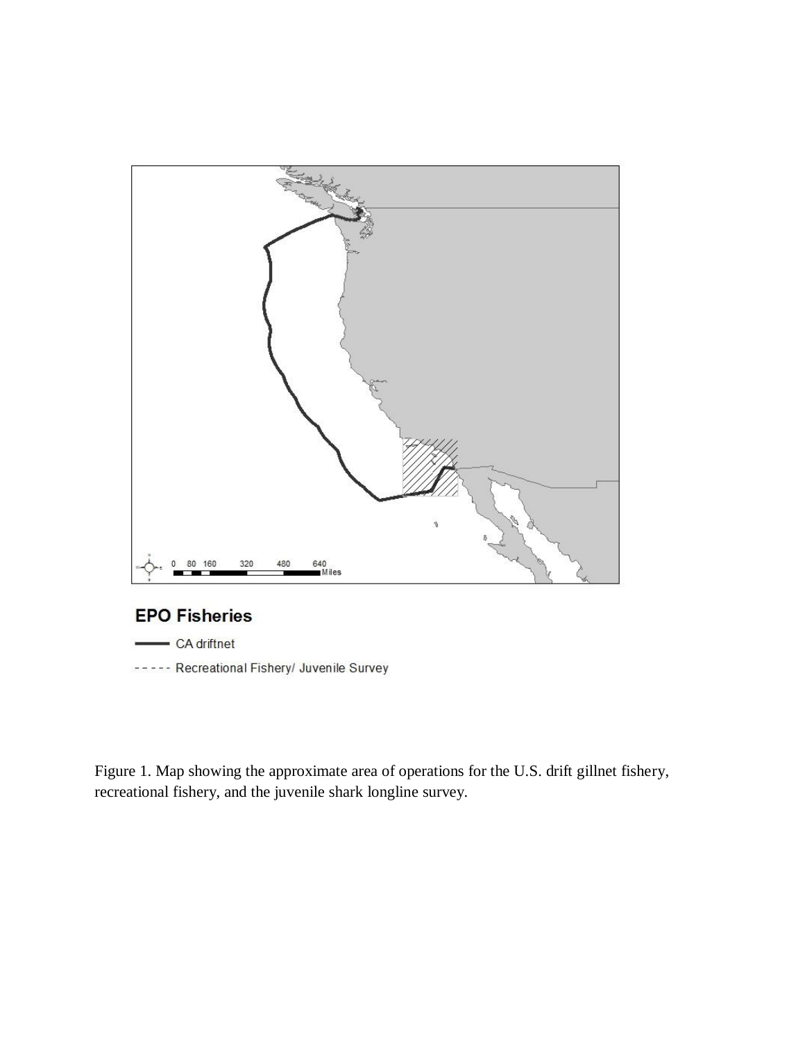Figure 1. Map showing the approximate area of operations for the U.S. drift gillnet fishery, recreational fishery, and the juvenile shark longline survey.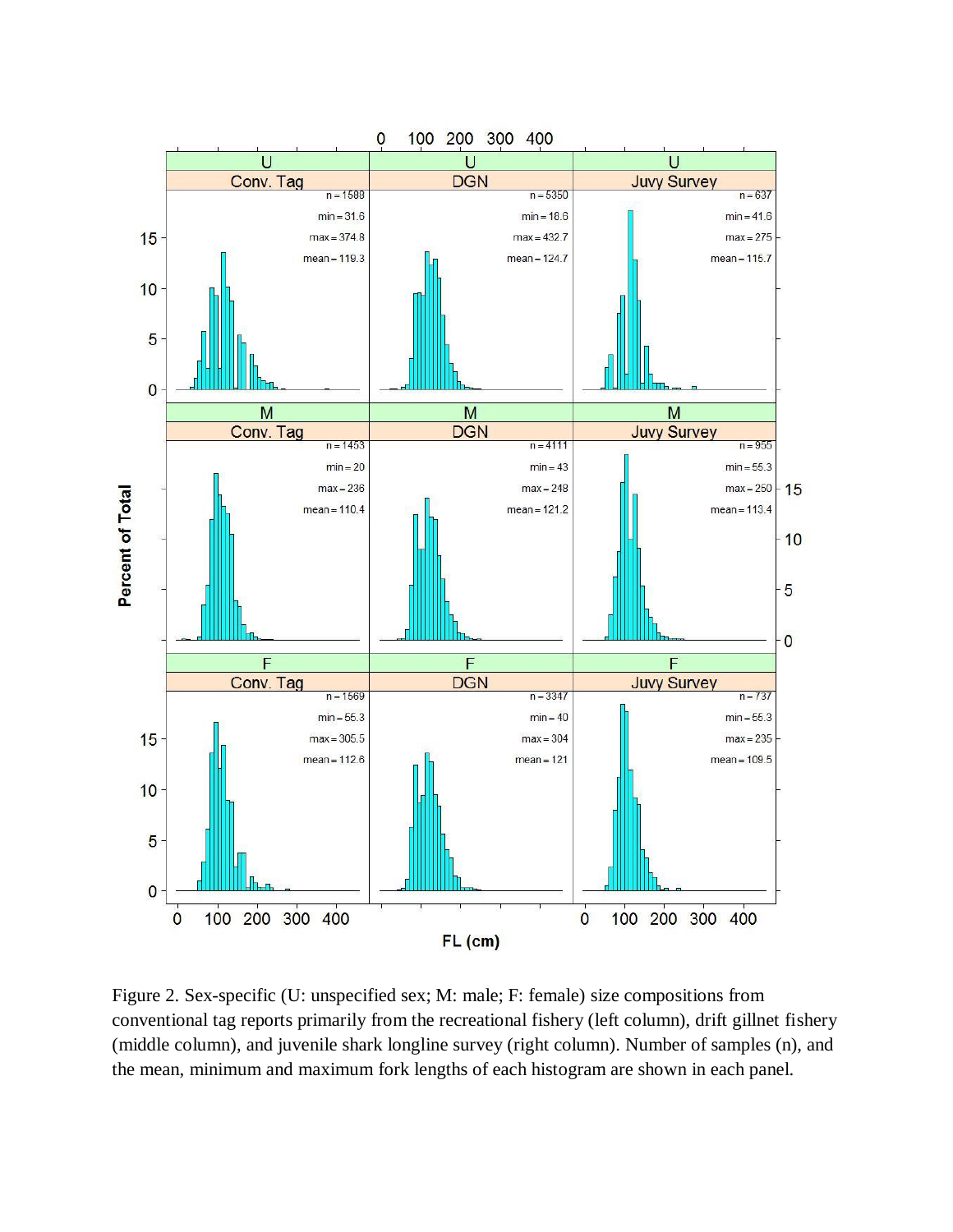Figure 2. Sex-specific (U: unspecified sex; M: male; F: female) size compositions from conventional tag reports primarily from the recreational fishery (left column), drift gillnet fishery (middle column), and juvenile shark longline survey (right column). Number of samples (n), and the mean, minimum and maximum fork lengths of each histogram are shown in each panel.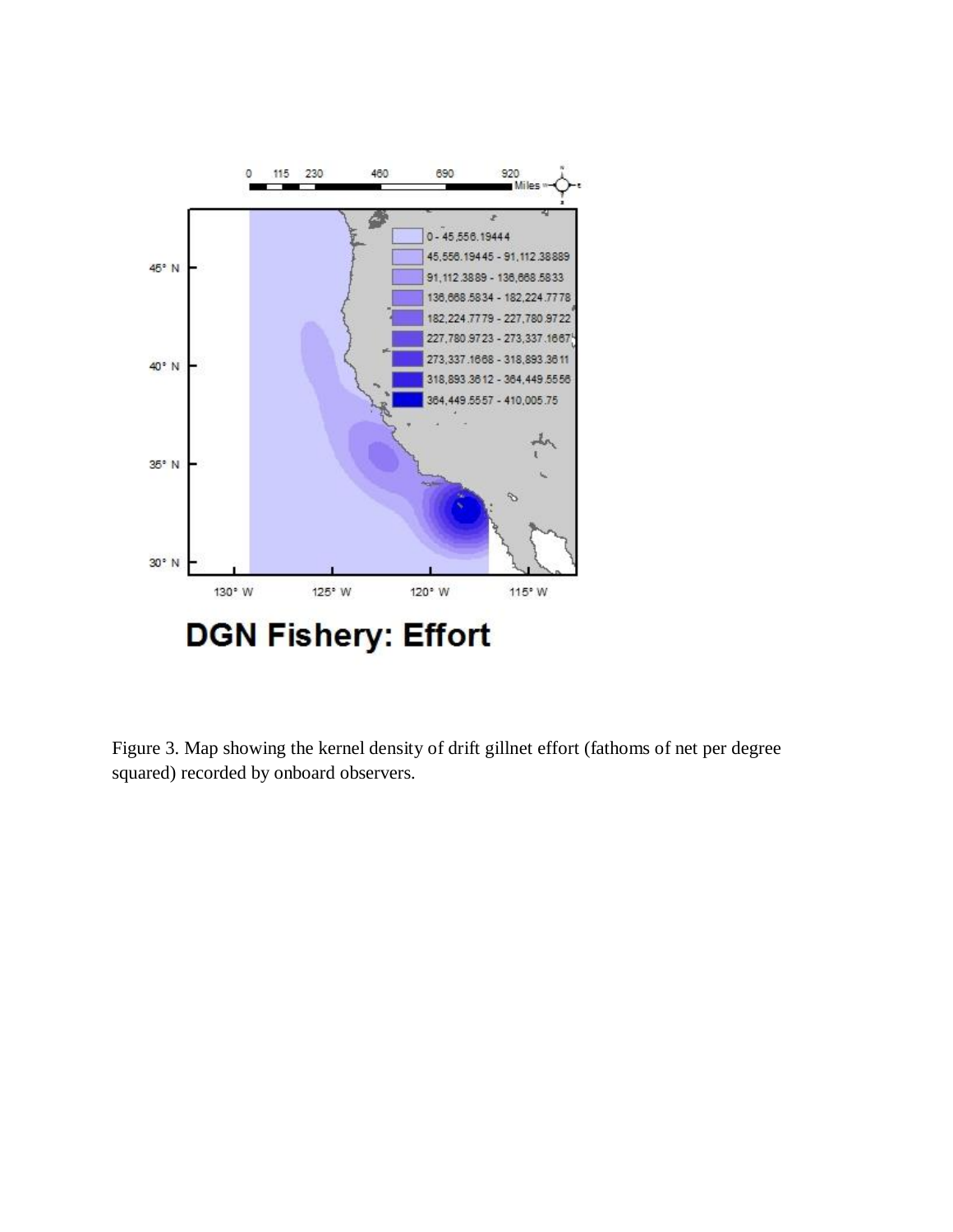DGN Fishery: Effort

Figure 3. Map showing the kernel density of drift gillnet effort (fathoms of net per degree squared) recorded by onboard observers.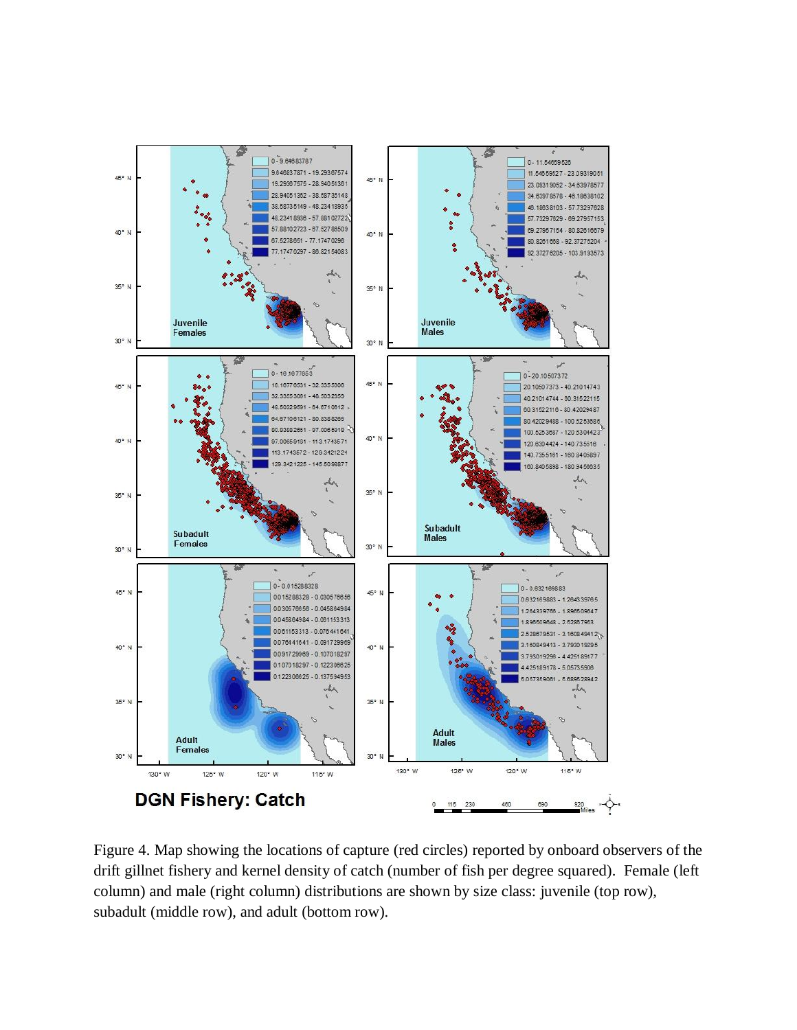Figure 4. Map showing the locations of capture (red circles) reported by onboard observers of the drift gillnet fishery and kernel density of catch (number of fish per degree squared). Female (left column) and male (right column) distributions are shown by size class: juvenile (top row), subadult (middle row), and adult (bottom row).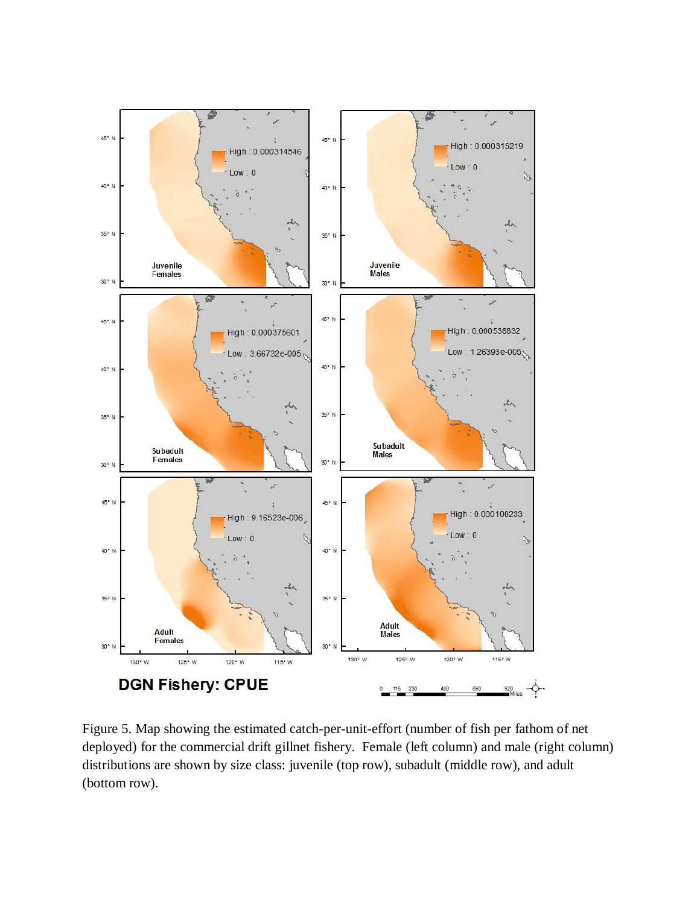Figure 5. Map showing the estimated catch-per-unit-effort (number of fish per fathom of net deployed) for the commercial drift gillnet fishery. Female (left column) and male (right column) distributions are shown by size class: juvenile (top row), subadult (middle row), and adult (bottom row).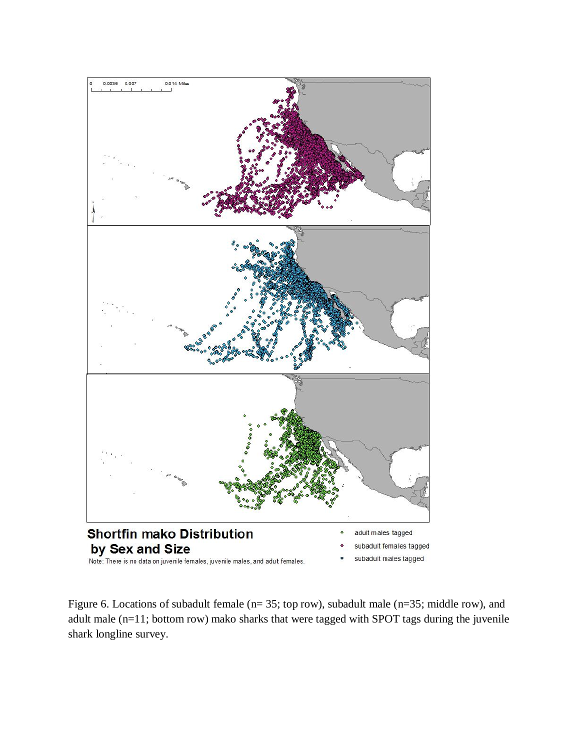0 0.0035 0.007 0.014 Miles

**Shortfin mako Distribution by Sex and Size**

Note: There is no data on juvenile females, juvenile males, and adult females.

adult males tagged

subadult females tagged

subadult males tagged

Figure 6. Locations of subadult female (n= 35; top row), subadult male (n=35; middle row), and adult male (n=11; bottom row) mako sharks that were tagged with SPOT tags during the juvenile shark longline survey.